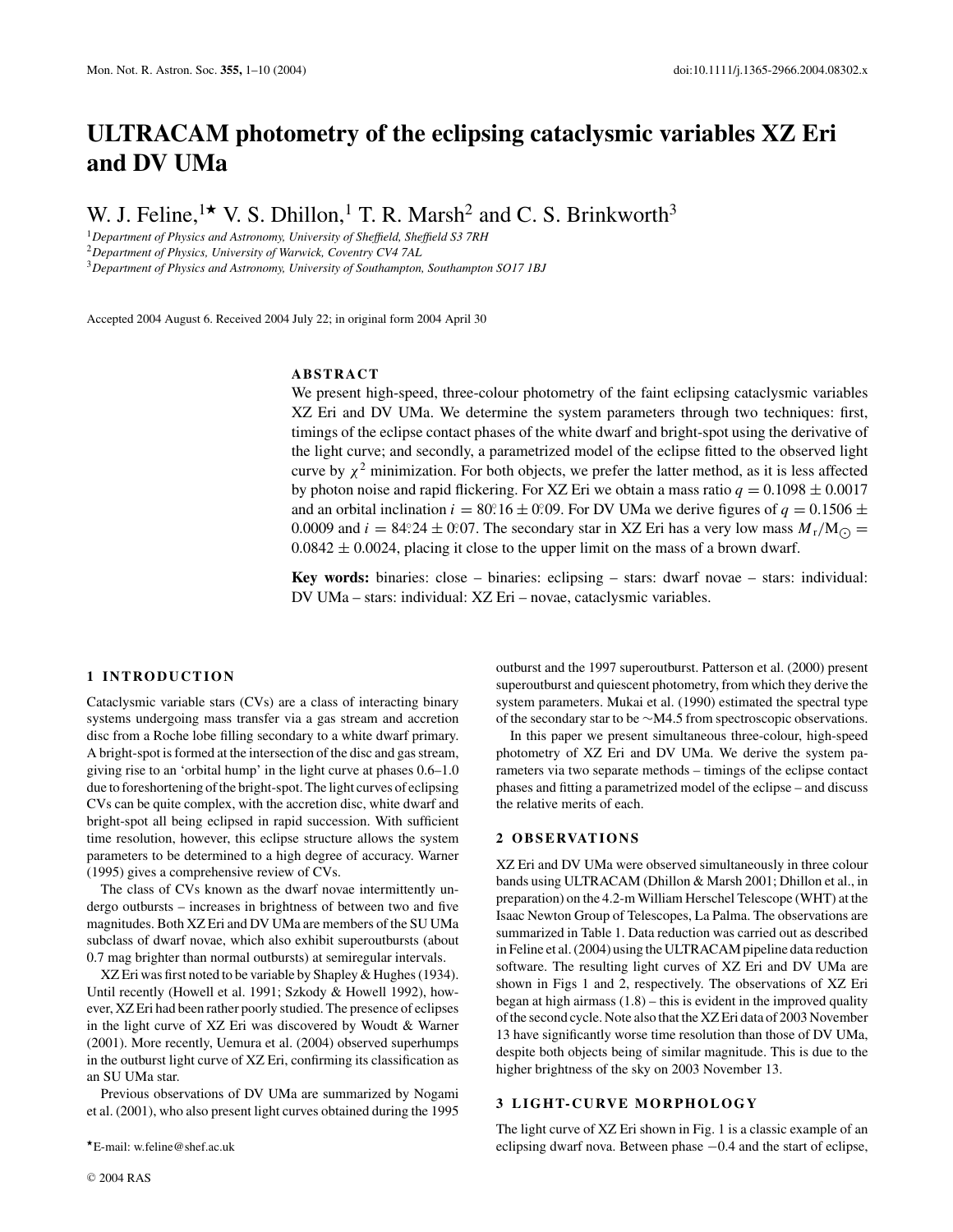# ULTRACAM photometry of the eclipsing cataclysmic variables XZ Eri and DV UMa

W. J. Feline,[1⋆] V. S. Dhillon,[1] T. R. Marsh[2] and C. S. Brinkworth[3]

[1]*Department of Physics and Astronomy, University of Sheffield, Sheffield S3 7RH*
[2]*Department of Physics, University of Warwick, Coventry CV4 7AL*
[3]*Department of Physics and Astronomy, University of Southampton, Southampton SO17 1BJ*

Accepted 2004 August 6. Received 2004 July 22; in original form 2004 April 30

## ABSTRACT

We present high-speed, three-colour photometry of the faint eclipsing cataclysmic variables XZ Eri and DV UMa. We determine the system parameters through two techniques: first, timings of the eclipse contact phases of the white dwarf and bright-spot using the derivative of the light curve; and secondly, a parametrized model of the eclipse fitted to the observed light curve by $\chi^2$ minimization. For both objects, we prefer the latter method, as it is less affected by photon noise and rapid flickering. For XZ Eri we obtain a mass ratio $q = 0.1098 \pm 0.0017$ and an orbital inclination $i = 80^{\circ}.16 \pm 0^{\circ}.09$. For DV UMa we derive figures of $q = 0.1506 \pm 0.0009$ and $i = 84^{\circ}.24 \pm 0^{\circ}.07$. The secondary star in XZ Eri has a very low mass $M_r/M_{\odot} = 0.0842 \pm 0.0024$, placing it close to the upper limit on the mass of a brown dwarf.

**Key words:** binaries: close – binaries: eclipsing – stars: dwarf novae – stars: individual: DV UMa – stars: individual: XZ Eri – novae, cataclysmic variables.

## 1 INTRODUCTION

Cataclysmic variable stars (CVs) are a class of interacting binary systems undergoing mass transfer via a gas stream and accretion disc from a Roche lobe filling secondary to a white dwarf primary. A bright-spot is formed at the intersection of the disc and gas stream, giving rise to an 'orbital hump' in the light curve at phases 0.6–1.0 due to foreshortening of the bright-spot. The light curves of eclipsing CVs can be quite complex, with the accretion disc, white dwarf and bright-spot all being eclipsed in rapid succession. With sufficient time resolution, however, this eclipse structure allows the system parameters to be determined to a high degree of accuracy. Warner (1995) gives a comprehensive review of CVs.

The class of CVs known as the dwarf novae intermittently undergo outbursts – increases in brightness of between two and five magnitudes. Both XZ Eri and DV UMa are members of the SU UMa subclass of dwarf novae, which also exhibit superoutbursts (about 0.7 mag brighter than normal outbursts) at semiregular intervals.

XZ Eri was first noted to be variable by Shapley & Hughes (1934). Until recently (Howell et al. 1991; Szkody & Howell 1992), however, XZ Eri had been rather poorly studied. The presence of eclipses in the light curve of XZ Eri was discovered by Woudt & Warner (2001). More recently, Uemura et al. (2004) observed superhumps in the outburst light curve of XZ Eri, confirming its classification as an SU UMa star.

Previous observations of DV UMa are summarized by Nogami et al. (2001), who also present light curves obtained during the 1995 outburst and the 1997 superoutburst. Patterson et al. (2000) present superoutburst and quiescent photometry, from which they derive the system parameters. Mukai et al. (1990) estimated the spectral type of the secondary star to be ∼M4.5 from spectroscopic observations.

In this paper we present simultaneous three-colour, high-speed photometry of XZ Eri and DV UMa. We derive the system parameters via two separate methods – timings of the eclipse contact phases and fitting a parametrized model of the eclipse – and discuss the relative merits of each.

## 2 OBSERVATIONS

XZ Eri and DV UMa were observed simultaneously in three colour bands using ULTRACAM (Dhillon & Marsh 2001; Dhillon et al., in preparation) on the 4.2-m William Herschel Telescope (WHT) at the Isaac Newton Group of Telescopes, La Palma. The observations are summarized in Table 1. Data reduction was carried out as described in Feline et al. (2004) using the ULTRACAM pipeline data reduction software. The resulting light curves of XZ Eri and DV UMa are shown in Figs 1 and 2, respectively. The observations of XZ Eri began at high airmass (1.8) – this is evident in the improved quality of the second cycle. Note also that the XZ Eri data of 2003 November 13 have significantly worse time resolution than those of DV UMa, despite both objects being of similar magnitude. This is due to the higher brightness of the sky on 2003 November 13.

## 3 LIGHT-CURVE MORPHOLOGY

The light curve of XZ Eri shown in Fig. 1 is a classic example of an eclipsing dwarf nova. Between phase −0.4 and the start of eclipse,

⋆E-mail: w.feline@shef.ac.uk

© 2004 RAS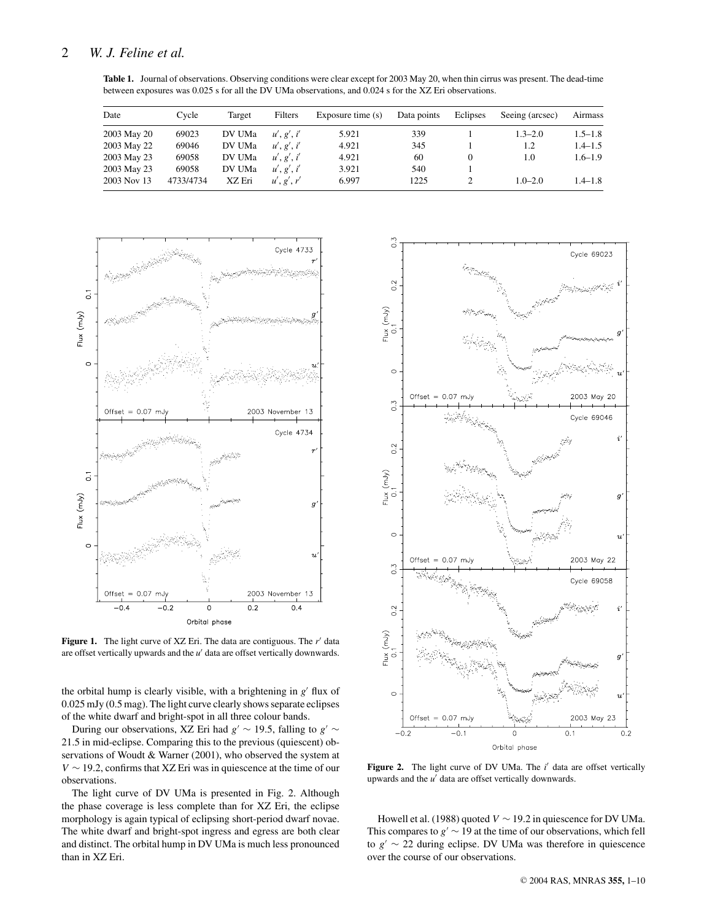**Table 1.** Journal of observations. Observing conditions were clear except for 2003 May 20, when thin cirrus was present. The dead-time between exposures was 0.025 s for all the DV UMa observations, and 0.024 s for the XZ Eri observations.

| Date | Cycle | Target | Filters | Exposure time (s) | Data points | Eclipses | Seeing (arcsec) | Airmass |
|---|---|---|---|---|---|---|---|---|
| 2003 May 20 | 69023 | DV UMa | $u'$, $g'$, $i'$ | 5.921 | 339 | 1 | 1.3–2.0 | 1.5–1.8 |
| 2003 May 22 | 69046 | DV UMa | $u'$, $g'$, $i'$ | 4.921 | 345 | 1 | 1.2 | 1.4–1.5 |
| 2003 May 23 | 69058 | DV UMa | $u'$, $g'$, $i'$ | 4.921 | 60 | 0 | 1.0 | 1.6–1.9 |
| 2003 May 23 | 69058 | DV UMa | $u'$, $g'$, $i'$ | 3.921 | 540 | 1 | | |
| 2003 Nov 13 | 4733/4734 | XZ Eri | $u'$, $g'$, $r'$ | 6.997 | 1225 | 2 | 1.0–2.0 | 1.4–1.8 |

Cycle 4733
Cycle 4734
Flux (mJy)
Offset = 0.07 mJy
2003 November 13
Orbital phase

**Figure 1.** The light curve of XZ Eri. The data are contiguous. The $r'$ data are offset vertically upwards and the $u'$ data are offset vertically downwards.

Cycle 69023
Cycle 69046
Cycle 69058
Flux (mJy)
Offset = 0.07 mJy
2003 May 20
2003 May 22
2003 May 23
Orbital phase

**Figure 2.** The light curve of DV UMa. The $i'$ data are offset vertically upwards and the $u'$ data are offset vertically downwards.

the orbital hump is clearly visible, with a brightening in $g'$ flux of 0.025 mJy (0.5 mag). The light curve clearly shows separate eclipses of the white dwarf and bright-spot in all three colour bands.

During our observations, XZ Eri had $g' \sim 19.5$, falling to $g' \sim 21.5$ in mid-eclipse. Comparing this to the previous (quiescent) observations of Woudt & Warner (2001), who observed the system at $V \sim 19.2$, confirms that XZ Eri was in quiescence at the time of our observations.

The light curve of DV UMa is presented in Fig. 2. Although the phase coverage is less complete than for XZ Eri, the eclipse morphology is again typical of eclipsing short-period dwarf novae. The white dwarf and bright-spot ingress and egress are both clear and distinct. The orbital hump in DV UMa is much less pronounced than in XZ Eri.

Howell et al. (1988) quoted $V \sim 19.2$ in quiescence for DV UMa. This compares to $g' \sim 19$ at the time of our observations, which fell to $g' \sim 22$ during eclipse. DV UMa was therefore in quiescence over the course of our observations.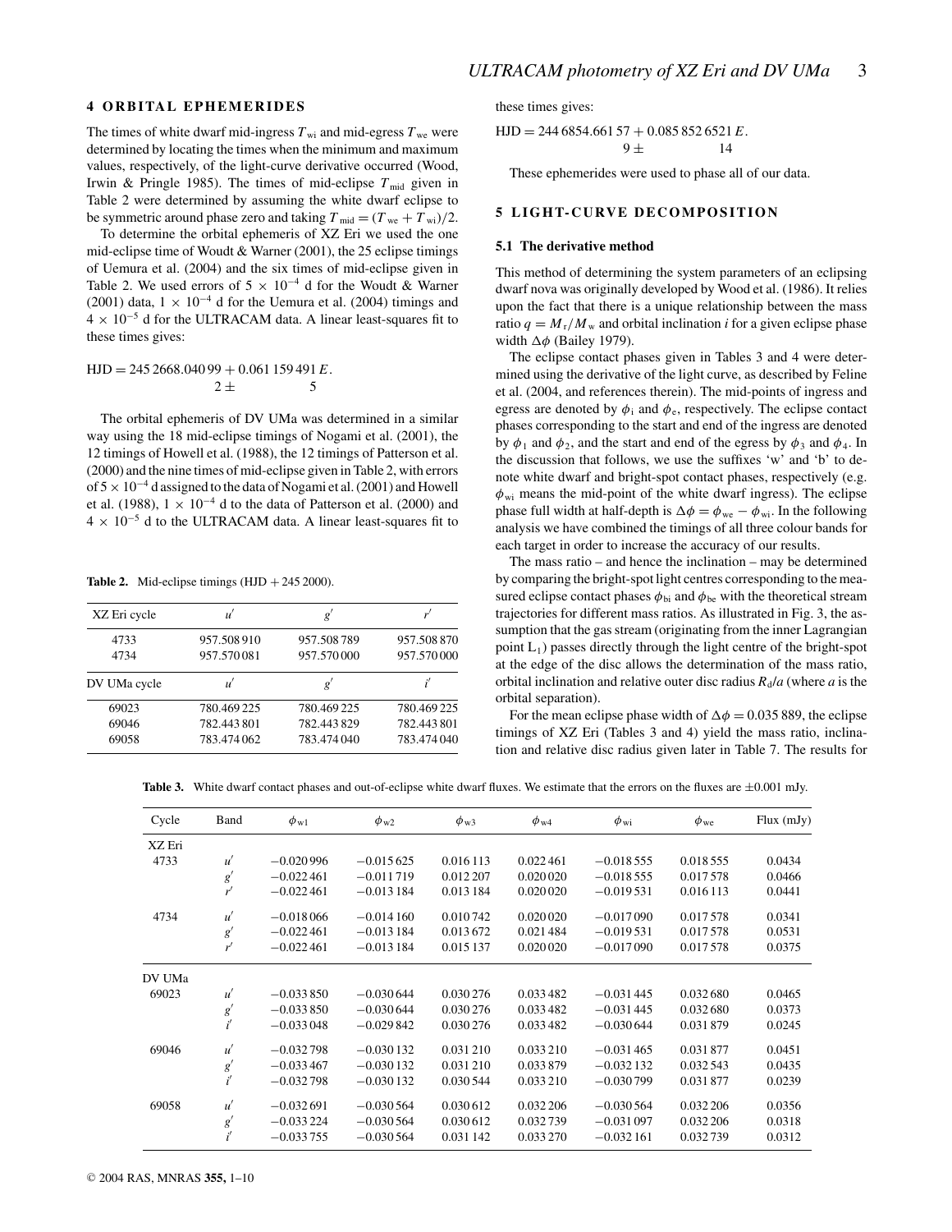## 4 ORBITAL EPHEMERIDES

The times of white dwarf mid-ingress $T_{wi}$ and mid-egress $T_{we}$ were determined by locating the times when the minimum and maximum values, respectively, of the light-curve derivative occurred (Wood, Irwin & Pringle 1985). The times of mid-eclipse $T_{mid}$ given in Table 2 were determined by assuming the white dwarf eclipse to be symmetric around phase zero and taking $T_{mid} = (T_{we} + T_{wi})/2$.

To determine the orbital ephemeris of XZ Eri we used the one mid-eclipse time of Woudt & Warner (2001), the 25 eclipse timings of Uemura et al. (2004) and the six times of mid-eclipse given in Table 2. We used errors of $5 \times 10^{-4}$ d for the Woudt & Warner (2001) data, $1 \times 10^{-4}$ d for the Uemura et al. (2004) timings and $4 \times 10^{-5}$ d for the ULTRACAM data. A linear least-squares fit to these times gives:

$$\mathrm{HJD} = \underset{2\,\pm}{245\,2668.040\,99} + \underset{5}{0.061\,159\,491}\,E.$$

The orbital ephemeris of DV UMa was determined in a similar way using the 18 mid-eclipse timings of Nogami et al. (2001), the 12 timings of Howell et al. (1988), the 12 timings of Patterson et al. (2000) and the nine times of mid-eclipse given in Table 2, with errors of $5 \times 10^{-4}$ d assigned to the data of Nogami et al. (2001) and Howell et al. (1988), $1 \times 10^{-4}$ d to the data of Patterson et al. (2000) and $4 \times 10^{-5}$ d to the ULTRACAM data. A linear least-squares fit to these times gives:

$$\mathrm{HJD} = \underset{9\,\pm}{244\,6854.661\,57} + \underset{14}{0.085\,852\,6521}\,E.$$

These ephemerides were used to phase all of our data.

**Table 2.** Mid-eclipse timings (HJD + 245 2000).

| XZ Eri cycle | $u'$ | $g'$ | $r'$ |
|---|---|---|---|
| 4733 | 957.508 910 | 957.508 789 | 957.508 870 |
| 4734 | 957.570 081 | 957.570 000 | 957.570 000 |
| DV UMa cycle | $u'$ | $g'$ | $i'$ |
| 69023 | 780.469 225 | 780.469 225 | 780.469 225 |
| 69046 | 782.443 801 | 782.443 829 | 782.443 801 |
| 69058 | 783.474 062 | 783.474 040 | 783.474 040 |

## 5 LIGHT-CURVE DECOMPOSITION

### 5.1 The derivative method

This method of determining the system parameters of an eclipsing dwarf nova was originally developed by Wood et al. (1986). It relies upon the fact that there is a unique relationship between the mass ratio $q = M_r/M_w$ and orbital inclination $i$ for a given eclipse phase width $\Delta\phi$ (Bailey 1979).

The eclipse contact phases given in Tables 3 and 4 were determined using the derivative of the light curve, as described by Feline et al. (2004, and references therein). The mid-points of ingress and egress are denoted by $\phi_i$ and $\phi_e$, respectively. The eclipse contact phases corresponding to the start and end of the ingress are denoted by $\phi_1$ and $\phi_2$, and the start and end of the egress by $\phi_3$ and $\phi_4$. In the discussion that follows, we use the suffixes 'w' and 'b' to denote white dwarf and bright-spot contact phases, respectively (e.g. $\phi_{wi}$ means the mid-point of the white dwarf ingress). The eclipse phase full width at half-depth is $\Delta\phi = \phi_{we} - \phi_{wi}$. In the following analysis we have combined the timings of all three colour bands for each target in order to increase the accuracy of our results.

The mass ratio – and hence the inclination – may be determined by comparing the bright-spot light centres corresponding to the measured eclipse contact phases $\phi_{bi}$ and $\phi_{be}$ with the theoretical stream trajectories for different mass ratios. As illustrated in Fig. 3, the assumption that the gas stream (originating from the inner Lagrangian point $L_1$) passes directly through the light centre of the bright-spot at the edge of the disc allows the determination of the mass ratio, orbital inclination and relative outer disc radius $R_d/a$ (where $a$ is the orbital separation).

For the mean eclipse phase width of $\Delta\phi = 0.035\,889$, the eclipse timings of XZ Eri (Tables 3 and 4) yield the mass ratio, inclination and relative disc radius given later in Table 7. The results for

**Table 3.** White dwarf contact phases and out-of-eclipse white dwarf fluxes. We estimate that the errors on the fluxes are ±0.001 mJy.

| Cycle | Band | $\phi_{w1}$ | $\phi_{w2}$ | $\phi_{w3}$ | $\phi_{w4}$ | $\phi_{wi}$ | $\phi_{we}$ | Flux (mJy) |
|---|---|---|---|---|---|---|---|---|
| XZ Eri | | | | | | | | |
| 4733 | $u'$ | −0.020 996 | −0.015 625 | 0.016 113 | 0.022 461 | −0.018 555 | 0.018 555 | 0.0434 |
| | $g'$ | −0.022 461 | −0.011 719 | 0.012 207 | 0.020 020 | −0.018 555 | 0.017 578 | 0.0466 |
| | $r'$ | −0.022 461 | −0.013 184 | 0.013 184 | 0.020 020 | −0.019 531 | 0.016 113 | 0.0441 |
| 4734 | $u'$ | −0.018 066 | −0.014 160 | 0.010 742 | 0.020 020 | −0.017 090 | 0.017 578 | 0.0341 |
| | $g'$ | −0.022 461 | −0.013 184 | 0.013 672 | 0.021 484 | −0.019 531 | 0.017 578 | 0.0531 |
| | $r'$ | −0.022 461 | −0.013 184 | 0.015 137 | 0.020 020 | −0.017 090 | 0.017 578 | 0.0375 |
| DV UMa | | | | | | | | |
| 69023 | $u'$ | −0.033 850 | −0.030 644 | 0.030 276 | 0.033 482 | −0.031 445 | 0.032 680 | 0.0465 |
| | $g'$ | −0.033 850 | −0.030 644 | 0.030 276 | 0.033 482 | −0.031 445 | 0.032 680 | 0.0373 |
| | $i'$ | −0.033 048 | −0.029 842 | 0.030 276 | 0.033 482 | −0.030 644 | 0.031 879 | 0.0245 |
| 69046 | $u'$ | −0.032 798 | −0.030 132 | 0.031 210 | 0.033 210 | −0.031 465 | 0.031 877 | 0.0451 |
| | $g'$ | −0.033 467 | −0.030 132 | 0.031 210 | 0.033 879 | −0.032 132 | 0.032 543 | 0.0435 |
| | $i'$ | −0.032 798 | −0.030 132 | 0.030 544 | 0.033 210 | −0.030 799 | 0.031 877 | 0.0239 |
| 69058 | $u'$ | −0.032 691 | −0.030 564 | 0.030 612 | 0.032 206 | −0.030 564 | 0.032 206 | 0.0356 |
| | $g'$ | −0.033 224 | −0.030 564 | 0.030 612 | 0.032 739 | −0.031 097 | 0.032 206 | 0.0318 |
| | $i'$ | −0.033 755 | −0.030 564 | 0.031 142 | 0.033 270 | −0.032 161 | 0.032 739 | 0.0312 |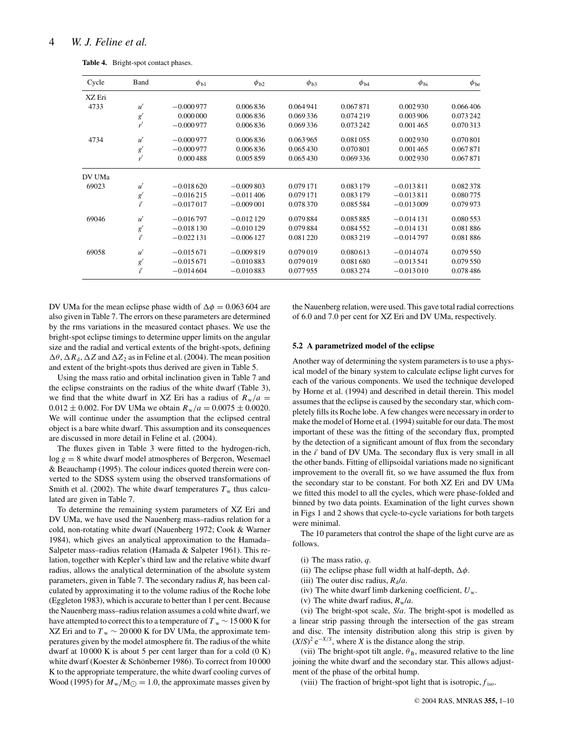**Table 4.** Bright-spot contact phases.

| Cycle | Band | $\phi_{b1}$ | $\phi_{b2}$ | $\phi_{b3}$ | $\phi_{b4}$ | $\phi_{bi}$ | $\phi_{be}$ |
|---|---|---|---|---|---|---|---|
| XZ Eri | | | | | | | |
| 4733 | $u'$ | −0.000 977 | 0.006 836 | 0.064 941 | 0.067 871 | 0.002 930 | 0.066 406 |
| | $g'$ | 0.000 000 | 0.006 836 | 0.069 336 | 0.074 219 | 0.003 906 | 0.073 242 |
| | $r'$ | −0.000 977 | 0.006 836 | 0.069 336 | 0.073 242 | 0.001 465 | 0.070 313 |
| 4734 | $u'$ | −0.000 977 | 0.006 836 | 0.063 965 | 0.081 055 | 0.002 930 | 0.070 801 |
| | $g'$ | −0.000 977 | 0.006 836 | 0.065 430 | 0.070 801 | 0.001 465 | 0.067 871 |
| | $r'$ | 0.000 488 | 0.005 859 | 0.065 430 | 0.069 336 | 0.002 930 | 0.067 871 |
| DV UMa | | | | | | | |
| 69023 | $u'$ | −0.018 620 | −0.009 803 | 0.079 171 | 0.083 179 | −0.013 811 | 0.082 378 |
| | $g'$ | −0.016 215 | −0.011 406 | 0.079 171 | 0.083 179 | −0.013 811 | 0.080 775 |
| | $i'$ | −0.017 017 | −0.009 001 | 0.078 370 | 0.085 584 | −0.013 009 | 0.079 973 |
| 69046 | $u'$ | −0.016 797 | −0.012 129 | 0.079 884 | 0.085 885 | −0.014 131 | 0.080 553 |
| | $g'$ | −0.018 130 | −0.010 129 | 0.079 884 | 0.084 552 | −0.014 131 | 0.081 886 |
| | $i'$ | −0.022 131 | −0.006 127 | 0.081 220 | 0.083 219 | −0.014 797 | 0.081 886 |
| 69058 | $u'$ | −0.015 671 | −0.009 819 | 0.079 019 | 0.080 613 | −0.014 074 | 0.079 550 |
| | $g'$ | −0.015 671 | −0.010 883 | 0.079 019 | 0.081 680 | −0.013 541 | 0.079 550 |
| | $i'$ | −0.014 604 | −0.010 883 | 0.077 955 | 0.083 274 | −0.013 010 | 0.078 486 |

DV UMa for the mean eclipse phase width of $\Delta\phi = 0.063\,604$ are also given in Table 7. The errors on these parameters are determined by the rms variations in the measured contact phases. We use the bright-spot eclipse timings to determine upper limits on the angular size and the radial and vertical extents of the bright-spots, defining $\Delta\theta$, $\Delta R_{\rm d}$, $\Delta Z$ and $\Delta Z_2$ as in Feline et al. (2004). The mean position and extent of the bright-spots thus derived are given in Table 5.

Using the mass ratio and orbital inclination given in Table 7 and the eclipse constraints on the radius of the white dwarf (Table 3), we find that the white dwarf in XZ Eri has a radius of $R_{\rm w}/a = 0.012 \pm 0.002$. For DV UMa we obtain $R_{\rm w}/a = 0.0075 \pm 0.0020$. We will continue under the assumption that the eclipsed central object is a bare white dwarf. This assumption and its consequences are discussed in more detail in Feline et al. (2004).

The fluxes given in Table 3 were fitted to the hydrogen-rich, $\log g = 8$ white dwarf model atmospheres of Bergeron, Wesemael & Beauchamp (1995). The colour indices quoted therein were converted to the SDSS system using the observed transformations of Smith et al. (2002). The white dwarf temperatures $T_{\rm w}$ thus calculated are given in Table 7.

To determine the remaining system parameters of XZ Eri and DV UMa, we have used the Nauenberg mass–radius relation for a cold, non-rotating white dwarf (Nauenberg 1972; Cook & Warner 1984), which gives an analytical approximation to the Hamada–Salpeter mass–radius relation (Hamada & Salpeter 1961). This relation, together with Kepler's third law and the relative white dwarf radius, allows the analytical determination of the absolute system parameters, given in Table 7. The secondary radius $R_{\rm r}$ has been calculated by approximating it to the volume radius of the Roche lobe (Eggleton 1983), which is accurate to better than 1 per cent. Because the Nauenberg mass–radius relation assumes a cold white dwarf, we have attempted to correct this to a temperature of $T_{\rm w} \sim 15\,000$ K for XZ Eri and to $T_{\rm w} \sim 20\,000$ K for DV UMa, the approximate temperatures given by the model atmosphere fit. The radius of the white dwarf at 10 000 K is about 5 per cent larger than for a cold (0 K) white dwarf (Koester & Schönberner 1986). To correct from 10 000 K to the appropriate temperature, the white dwarf cooling curves of Wood (1995) for $M_{\rm w}/{\rm M}_{\odot} = 1.0$, the approximate masses given by the Nauenberg relation, were used. This gave total radial corrections of 6.0 and 7.0 per cent for XZ Eri and DV UMa, respectively.

### 5.2 A parametrized model of the eclipse

Another way of determining the system parameters is to use a physical model of the binary system to calculate eclipse light curves for each of the various components. We used the technique developed by Horne et al. (1994) and described in detail therein. This model assumes that the eclipse is caused by the secondary star, which completely fills its Roche lobe. A few changes were necessary in order to make the model of Horne et al. (1994) suitable for our data. The most important of these was the fitting of the secondary flux, prompted by the detection of a significant amount of flux from the secondary in the $i'$ band of DV UMa. The secondary flux is very small in all the other bands. Fitting of ellipsoidal variations made no significant improvement to the overall fit, so we have assumed the flux from the secondary star to be constant. For both XZ Eri and DV UMa we fitted this model to all the cycles, which were phase-folded and binned by two data points. Examination of the light curves shown in Figs 1 and 2 shows that cycle-to-cycle variations for both targets were minimal.

The 10 parameters that control the shape of the light curve are as follows.

(i) The mass ratio, $q$.

(ii) The eclipse phase full width at half-depth, $\Delta\phi$.

(iii) The outer disc radius, $R_{\rm d}/a$.

(iv) The white dwarf limb darkening coefficient, $U_{\rm w}$.

(v) The white dwarf radius, $R_{\rm w}/a$.

(vi) The bright-spot scale, $S/a$. The bright-spot is modelled as a linear strip passing through the intersection of the gas stream and disc. The intensity distribution along this strip is given by $(X/S)^2\,{\rm e}^{-X/S}$, where $X$ is the distance along the strip.

(vii) The bright-spot tilt angle, $\theta_{\rm B}$, measured relative to the line joining the white dwarf and the secondary star. This allows adjustment of the phase of the orbital hump.

(viii) The fraction of bright-spot light that is isotropic, $f_{\rm iso}$.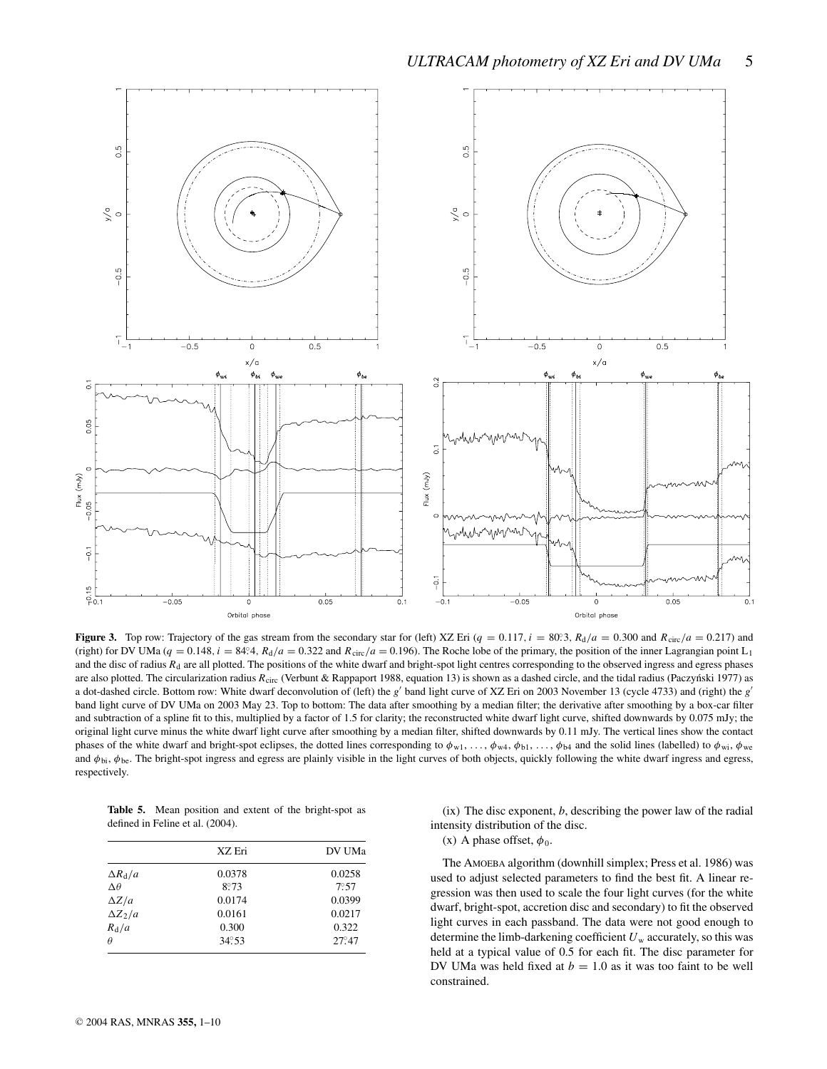x/a

y/a

-1 -0.5 0 0.5 1

x/a

y/a

-1 -0.5 0 0.5 1

$\phi_{wi}$ $\phi_{bi}$ $\phi_{we}$ $\phi_{be}$

Flux (mJy)

Orbital phase

-0.1 -0.05 0 0.05 0.1

$\phi_{wi}$ $\phi_{bi}$ $\phi_{we}$ $\phi_{be}$

Flux (mJy)

Orbital phase

-0.1 -0.05 0 0.05 0.1

**Figure 3.** Top row: Trajectory of the gas stream from the secondary star for (left) XZ Eri ($q = 0.117$, $i = 80.^\circ3$, $R_d/a = 0.300$ and $R_{circ}/a = 0.217$) and (right) for DV UMa ($q = 0.148$, $i = 84.^\circ4$, $R_d/a = 0.322$ and $R_{circ}/a = 0.196$). The Roche lobe of the primary, the position of the inner Lagrangian point $L_1$ and the disc of radius $R_d$ are all plotted. The positions of the white dwarf and bright-spot light centres corresponding to the observed ingress and egress phases are also plotted. The circularization radius $R_{circ}$ (Verbunt & Rappaport 1988, equation 13) is shown as a dashed circle, and the tidal radius (Paczyński 1977) as a dot-dashed circle. Bottom row: White dwarf deconvolution of (left) the $g'$ band light curve of XZ Eri on 2003 November 13 (cycle 4733) and (right) the $g'$ band light curve of DV UMa on 2003 May 23. Top to bottom: The data after smoothing by a median filter; the derivative after smoothing by a box-car filter and subtraction of a spline fit to this, multiplied by a factor of 1.5 for clarity; the reconstructed white dwarf light curve, shifted downwards by 0.075 mJy; the original light curve minus the white dwarf light curve after smoothing by a median filter, shifted downwards by 0.11 mJy. The vertical lines show the contact phases of the white dwarf and bright-spot eclipses, the dotted lines corresponding to $\phi_{w1}, \ldots, \phi_{w4}, \phi_{b1}, \ldots, \phi_{b4}$ and the solid lines (labelled) to $\phi_{wi}$, $\phi_{we}$ and $\phi_{bi}$, $\phi_{be}$. The bright-spot ingress and egress are plainly visible in the light curves of both objects, quickly following the white dwarf ingress and egress, respectively.

**Table 5.** Mean position and extent of the bright-spot as defined in Feline et al. (2004).

| | XZ Eri | DV UMa |
|---|---|---|
| $\Delta R_d/a$ | 0.0378 | 0.0258 |
| $\Delta\theta$ | $8.^\circ73$ | $7.^\circ57$ |
| $\Delta Z/a$ | 0.0174 | 0.0399 |
| $\Delta Z_2/a$ | 0.0161 | 0.0217 |
| $R_d/a$ | 0.300 | 0.322 |
| $\theta$ | $34.^\circ53$ | $27.^\circ47$ |

(ix) The disc exponent, $b$, describing the power law of the radial intensity distribution of the disc.

(x) A phase offset, $\phi_0$.

The AMOEBA algorithm (downhill simplex; Press et al. 1986) was used to adjust selected parameters to find the best fit. A linear regression was then used to scale the four light curves (for the white dwarf, bright-spot, accretion disc and secondary) to fit the observed light curves in each passband. The data were not good enough to determine the limb-darkening coefficient $U_w$ accurately, so this was held at a typical value of 0.5 for each fit. The disc parameter for DV UMa was held fixed at $b = 1.0$ as it was too faint to be well constrained.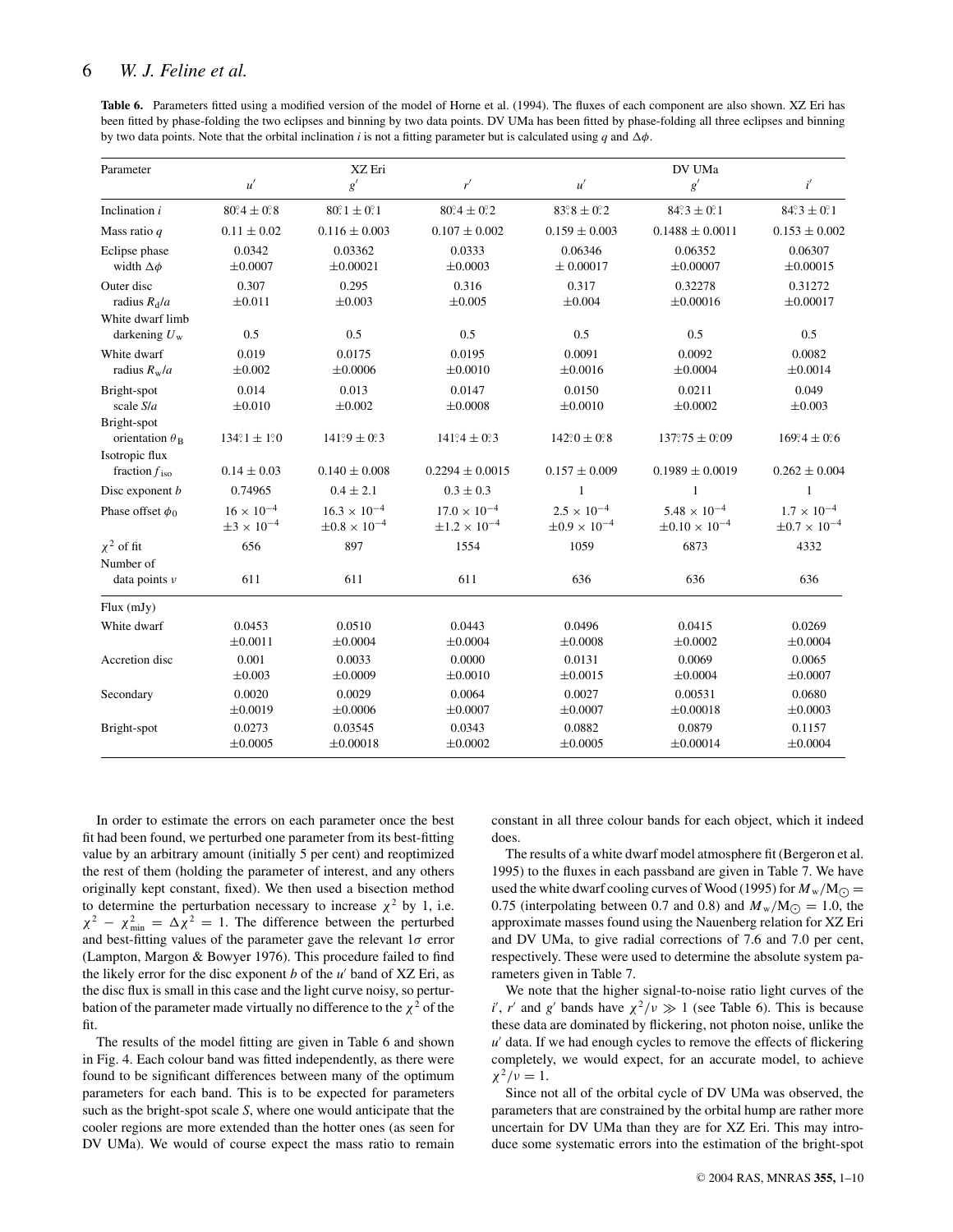**Table 6.** Parameters fitted using a modified version of the model of Horne et al. (1994). The fluxes of each component are also shown. XZ Eri has been fitted by phase-folding the two eclipses and binning by two data points. DV UMa has been fitted by phase-folding all three eclipses and binning by two data points. Note that the orbital inclination $i$ is not a fitting parameter but is calculated using $q$ and $\Delta\phi$.

| Parameter | XZ Eri $u'$ | XZ Eri $g'$ | XZ Eri $r'$ | DV UMa $u'$ | DV UMa $g'$ | DV UMa $i'$ |
|---|---|---|---|---|---|---|
| Inclination $i$ | $80\overset{\circ}{.}4 \pm 0\overset{\circ}{.}8$ | $80\overset{\circ}{.}1 \pm 0\overset{\circ}{.}1$ | $80\overset{\circ}{.}4 \pm 0\overset{\circ}{.}2$ | $83\overset{\circ}{.}8 \pm 0\overset{\circ}{.}2$ | $84\overset{\circ}{.}3 \pm 0\overset{\circ}{.}1$ | $84\overset{\circ}{.}3 \pm 0\overset{\circ}{.}1$ |
| Mass ratio $q$ | $0.11 \pm 0.02$ | $0.116 \pm 0.003$ | $0.107 \pm 0.002$ | $0.159 \pm 0.003$ | $0.1488 \pm 0.0011$ | $0.153 \pm 0.002$ |
| Eclipse phase width $\Delta\phi$ | 0.0342 $\pm$0.0007 | 0.03362 $\pm$0.00021 | 0.0333 $\pm$0.0003 | 0.06346 $\pm$ 0.00017 | 0.06352 $\pm$0.00007 | 0.06307 $\pm$0.00015 |
| Outer disc radius $R_{\mathrm{d}}/a$ | 0.307 $\pm$0.011 | 0.295 $\pm$0.003 | 0.316 $\pm$0.005 | 0.317 $\pm$0.004 | 0.32278 $\pm$0.00016 | 0.31272 $\pm$0.00017 |
| White dwarf limb darkening $U_{\mathrm{w}}$ | 0.5 | 0.5 | 0.5 | 0.5 | 0.5 | 0.5 |
| White dwarf radius $R_{\mathrm{w}}/a$ | 0.019 $\pm$0.002 | 0.0175 $\pm$0.0006 | 0.0195 $\pm$0.0010 | 0.0091 $\pm$0.0016 | 0.0092 $\pm$0.0004 | 0.0082 $\pm$0.0014 |
| Bright-spot scale $S/a$ | 0.014 $\pm$0.010 | 0.013 $\pm$0.002 | 0.0147 $\pm$0.0008 | 0.0150 $\pm$0.0010 | 0.0211 $\pm$0.0002 | 0.049 $\pm$0.003 |
| Bright-spot orientation $\theta_{\mathrm{B}}$ | $134\overset{\circ}{.}1 \pm 1\overset{\circ}{.}0$ | $141\overset{\circ}{.}9 \pm 0\overset{\circ}{.}3$ | $141\overset{\circ}{.}4 \pm 0\overset{\circ}{.}3$ | $142\overset{\circ}{.}0 \pm 0\overset{\circ}{.}8$ | $137\overset{\circ}{.}75 \pm 0\overset{\circ}{.}09$ | $169\overset{\circ}{.}4 \pm 0\overset{\circ}{.}6$ |
| Isotropic flux fraction $f_{\mathrm{iso}}$ | $0.14 \pm 0.03$ | $0.140 \pm 0.008$ | $0.2294 \pm 0.0015$ | $0.157 \pm 0.009$ | $0.1989 \pm 0.0019$ | $0.262 \pm 0.004$ |
| Disc exponent $b$ | 0.74965 | $0.4 \pm 2.1$ | $0.3 \pm 0.3$ | 1 | 1 | 1 |
| Phase offset $\phi_0$ | $16 \times 10^{-4}$ $\pm 3 \times 10^{-4}$ | $16.3 \times 10^{-4}$ $\pm 0.8 \times 10^{-4}$ | $17.0 \times 10^{-4}$ $\pm 1.2 \times 10^{-4}$ | $2.5 \times 10^{-4}$ $\pm 0.9 \times 10^{-4}$ | $5.48 \times 10^{-4}$ $\pm 0.10 \times 10^{-4}$ | $1.7 \times 10^{-4}$ $\pm 0.7 \times 10^{-4}$ |
| $\chi^2$ of fit | 656 | 897 | 1554 | 1059 | 6873 | 4332 |
| Number of data points $\nu$ | 611 | 611 | 611 | 636 | 636 | 636 |
| Flux (mJy) | | | | | | |
| White dwarf | 0.0453 $\pm$0.0011 | 0.0510 $\pm$0.0004 | 0.0443 $\pm$0.0004 | 0.0496 $\pm$0.0008 | 0.0415 $\pm$0.0002 | 0.0269 $\pm$0.0004 |
| Accretion disc | 0.001 $\pm$0.003 | 0.0033 $\pm$0.0009 | 0.0000 $\pm$0.0010 | 0.0131 $\pm$0.0015 | 0.0069 $\pm$0.0004 | 0.0065 $\pm$0.0007 |
| Secondary | 0.0020 $\pm$0.0019 | 0.0029 $\pm$0.0006 | 0.0064 $\pm$0.0007 | 0.0027 $\pm$0.0007 | 0.00531 $\pm$0.00018 | 0.0680 $\pm$0.0003 |
| Bright-spot | 0.0273 $\pm$0.0005 | 0.03545 $\pm$0.00018 | 0.0343 $\pm$0.0002 | 0.0882 $\pm$0.0005 | 0.0879 $\pm$0.00014 | 0.1157 $\pm$0.0004 |

In order to estimate the errors on each parameter once the best fit had been found, we perturbed one parameter from its best-fitting value by an arbitrary amount (initially 5 per cent) and reoptimized the rest of them (holding the parameter of interest, and any others originally kept constant, fixed). We then used a bisection method to determine the perturbation necessary to increase $\chi^2$ by 1, i.e. $\chi^2 - \chi^2_{\mathrm{min}} = \Delta\chi^2 = 1$. The difference between the perturbed and best-fitting values of the parameter gave the relevant $1\sigma$ error (Lampton, Margon & Bowyer 1976). This procedure failed to find the likely error for the disc exponent $b$ of the $u'$ band of XZ Eri, as the disc flux is small in this case and the light curve noisy, so perturbation of the parameter made virtually no difference to the $\chi^2$ of the fit.

The results of the model fitting are given in Table 6 and shown in Fig. 4. Each colour band was fitted independently, as there were found to be significant differences between many of the optimum parameters for each band. This is to be expected for parameters such as the bright-spot scale $S$, where one would anticipate that the cooler regions are more extended than the hotter ones (as seen for DV UMa). We would of course expect the mass ratio to remain constant in all three colour bands for each object, which it indeed does.

The results of a white dwarf model atmosphere fit (Bergeron et al. 1995) to the fluxes in each passband are given in Table 7. We have used the white dwarf cooling curves of Wood (1995) for $M_{\mathrm{w}}/\mathrm{M}_{\odot} = 0.75$ (interpolating between 0.7 and 0.8) and $M_{\mathrm{w}}/\mathrm{M}_{\odot} = 1.0$, the approximate masses found using the Nauenberg relation for XZ Eri and DV UMa, to give radial corrections of 7.6 and 7.0 per cent, respectively. These were used to determine the absolute system parameters given in Table 7.

We note that the higher signal-to-noise ratio light curves of the $i'$, $r'$ and $g'$ bands have $\chi^2/\nu \gg 1$ (see Table 6). This is because these data are dominated by flickering, not photon noise, unlike the $u'$ data. If we had enough cycles to remove the effects of flickering completely, we would expect, for an accurate model, to achieve $\chi^2/\nu = 1$.

Since not all of the orbital cycle of DV UMa was observed, the parameters that are constrained by the orbital hump are rather more uncertain for DV UMa than they are for XZ Eri. This may introduce some systematic errors into the estimation of the bright-spot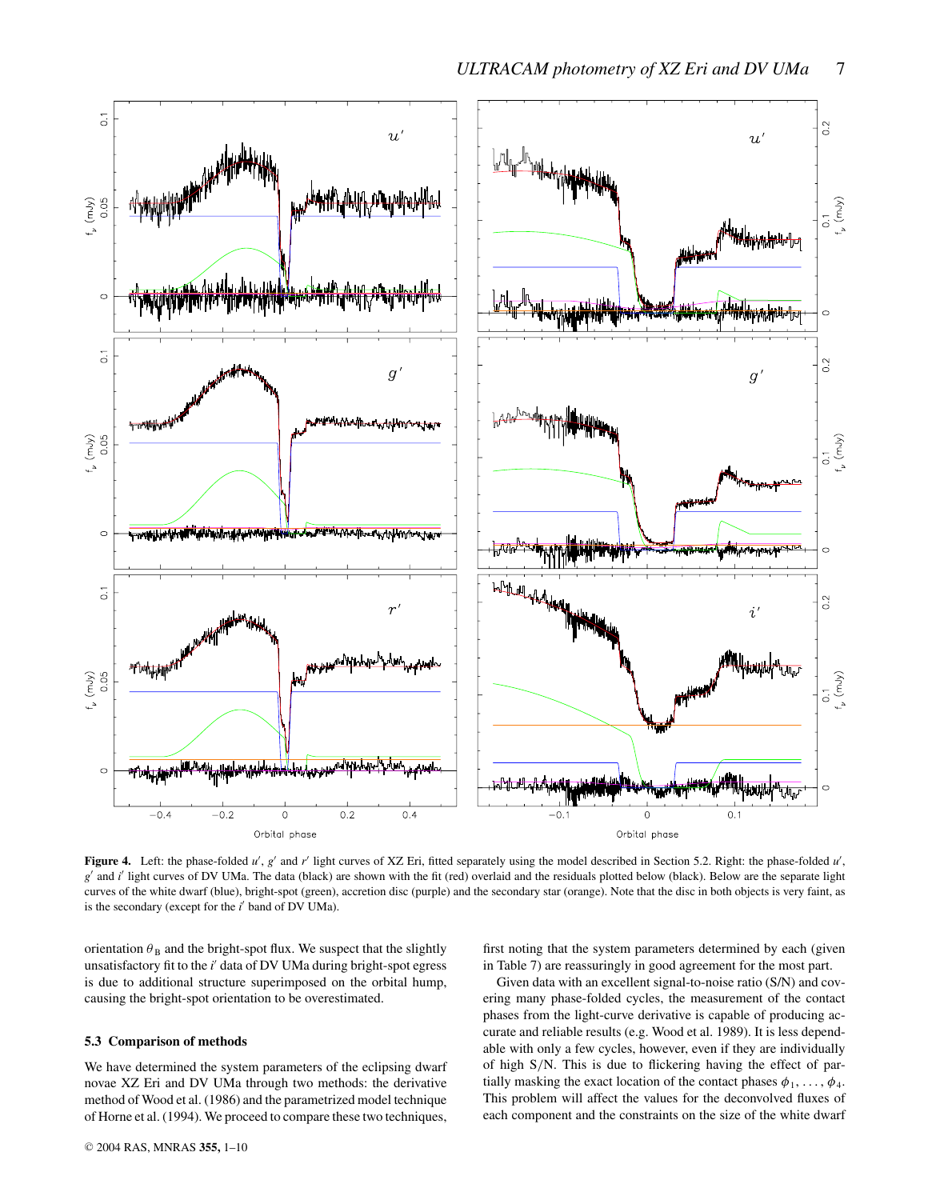u′

g′

r′

f_ν (mJy)

0 0.05 0.1

−0.4 −0.2 0 0.2 0.4

Orbital phase

u′

g′

i′

f_ν (mJy)

0 0.1 0.2

−0.1 0 0.1

Orbital phase

**Figure 4.** Left: the phase-folded $u'$, $g'$ and $r'$ light curves of XZ Eri, fitted separately using the model described in Section 5.2. Right: the phase-folded $u'$, $g'$ and $i'$ light curves of DV UMa. The data (black) are shown with the fit (red) overlaid and the residuals plotted below (black). Below are the separate light curves of the white dwarf (blue), bright-spot (green), accretion disc (purple) and the secondary star (orange). Note that the disc in both objects is very faint, as is the secondary (except for the $i'$ band of DV UMa).

orientation $\theta_B$ and the bright-spot flux. We suspect that the slightly unsatisfactory fit to the $i'$ data of DV UMa during bright-spot egress is due to additional structure superimposed on the orbital hump, causing the bright-spot orientation to be overestimated.

### 5.3 Comparison of methods

We have determined the system parameters of the eclipsing dwarf novae XZ Eri and DV UMa through two methods: the derivative method of Wood et al. (1986) and the parametrized model technique of Horne et al. (1994). We proceed to compare these two techniques, first noting that the system parameters determined by each (given in Table 7) are reassuringly in good agreement for the most part.

Given data with an excellent signal-to-noise ratio (S/N) and covering many phase-folded cycles, the measurement of the contact phases from the light-curve derivative is capable of producing accurate and reliable results (e.g. Wood et al. 1989). It is less dependable with only a few cycles, however, even if they are individually of high S/N. This is due to flickering having the effect of partially masking the exact location of the contact phases $\phi_1, \ldots, \phi_4$. This problem will affect the values for the deconvolved fluxes of each component and the constraints on the size of the white dwarf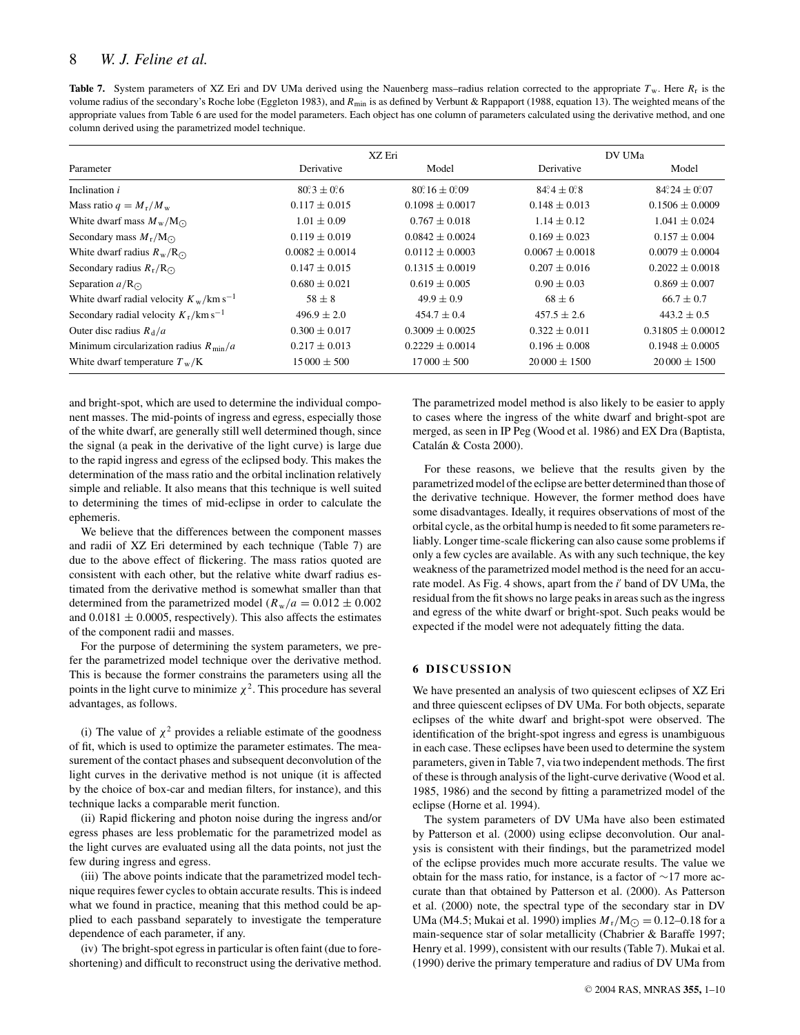**Table 7.** System parameters of XZ Eri and DV UMa derived using the Nauenberg mass–radius relation corrected to the appropriate $T_w$. Here $R_r$ is the volume radius of the secondary's Roche lobe (Eggleton 1983), and $R_{min}$ is as defined by Verbunt & Rappaport (1988, equation 13). The weighted means of the appropriate values from Table 6 are used for the model parameters. Each object has one column of parameters calculated using the derivative method, and one column derived using the parametrized model technique.

| | XZ Eri | | DV UMa | |
|---|---|---|---|---|
| Parameter | Derivative | Model | Derivative | Model |
| Inclination $i$ | $80\overset{\circ}{.}3 \pm 0\overset{\circ}{.}6$ | $80\overset{\circ}{.}16 \pm 0\overset{\circ}{.}09$ | $84\overset{\circ}{.}4 \pm 0\overset{\circ}{.}8$ | $84\overset{\circ}{.}24 \pm 0\overset{\circ}{.}07$ |
| Mass ratio $q = M_r/M_w$ | $0.117 \pm 0.015$ | $0.1098 \pm 0.0017$ | $0.148 \pm 0.013$ | $0.1506 \pm 0.0009$ |
| White dwarf mass $M_w/M_\odot$ | $1.01 \pm 0.09$ | $0.767 \pm 0.018$ | $1.14 \pm 0.12$ | $1.041 \pm 0.024$ |
| Secondary mass $M_r/M_\odot$ | $0.119 \pm 0.019$ | $0.0842 \pm 0.0024$ | $0.169 \pm 0.023$ | $0.157 \pm 0.004$ |
| White dwarf radius $R_w/R_\odot$ | $0.0082 \pm 0.0014$ | $0.0112 \pm 0.0003$ | $0.0067 \pm 0.0018$ | $0.0079 \pm 0.0004$ |
| Secondary radius $R_r/R_\odot$ | $0.147 \pm 0.015$ | $0.1315 \pm 0.0019$ | $0.207 \pm 0.016$ | $0.2022 \pm 0.0018$ |
| Separation $a/R_\odot$ | $0.680 \pm 0.021$ | $0.619 \pm 0.005$ | $0.90 \pm 0.03$ | $0.869 \pm 0.007$ |
| White dwarf radial velocity $K_w$/km s$^{-1}$ | $58 \pm 8$ | $49.9 \pm 0.9$ | $68 \pm 6$ | $66.7 \pm 0.7$ |
| Secondary radial velocity $K_r$/km s$^{-1}$ | $496.9 \pm 2.0$ | $454.7 \pm 0.4$ | $457.5 \pm 2.6$ | $443.2 \pm 0.5$ |
| Outer disc radius $R_d/a$ | $0.300 \pm 0.017$ | $0.3009 \pm 0.0025$ | $0.322 \pm 0.011$ | $0.31805 \pm 0.00012$ |
| Minimum circularization radius $R_{min}/a$ | $0.217 \pm 0.013$ | $0.2229 \pm 0.0014$ | $0.196 \pm 0.008$ | $0.1948 \pm 0.0005$ |
| White dwarf temperature $T_w$/K | $15\,000 \pm 500$ | $17\,000 \pm 500$ | $20\,000 \pm 1500$ | $20\,000 \pm 1500$ |

and bright-spot, which are used to determine the individual component masses. The mid-points of ingress and egress, especially those of the white dwarf, are generally still well determined though, since the signal (a peak in the derivative of the light curve) is large due to the rapid ingress and egress of the eclipsed body. This makes the determination of the mass ratio and the orbital inclination relatively simple and reliable. It also means that this technique is well suited to determining the times of mid-eclipse in order to calculate the ephemeris.

We believe that the differences between the component masses and radii of XZ Eri determined by each technique (Table 7) are due to the above effect of flickering. The mass ratios quoted are consistent with each other, but the relative white dwarf radius estimated from the derivative method is somewhat smaller than that determined from the parametrized model ($R_w/a = 0.012 \pm 0.002$ and $0.0181 \pm 0.0005$, respectively). This also affects the estimates of the component radii and masses.

For the purpose of determining the system parameters, we prefer the parametrized model technique over the derivative method. This is because the former constrains the parameters using all the points in the light curve to minimize $\chi^2$. This procedure has several advantages, as follows.

(i) The value of $\chi^2$ provides a reliable estimate of the goodness of fit, which is used to optimize the parameter estimates. The measurement of the contact phases and subsequent deconvolution of the light curves in the derivative method is not unique (it is affected by the choice of box-car and median filters, for instance), and this technique lacks a comparable merit function.

(ii) Rapid flickering and photon noise during the ingress and/or egress phases are less problematic for the parametrized model as the light curves are evaluated using all the data points, not just the few during ingress and egress.

(iii) The above points indicate that the parametrized model technique requires fewer cycles to obtain accurate results. This is indeed what we found in practice, meaning that this method could be applied to each passband separately to investigate the temperature dependence of each parameter, if any.

(iv) The bright-spot egress in particular is often faint (due to foreshortening) and difficult to reconstruct using the derivative method. The parametrized model method is also likely to be easier to apply to cases where the ingress of the white dwarf and bright-spot are merged, as seen in IP Peg (Wood et al. 1986) and EX Dra (Baptista, Catalán & Costa 2000).

For these reasons, we believe that the results given by the parametrized model of the eclipse are better determined than those of the derivative technique. However, the former method does have some disadvantages. Ideally, it requires observations of most of the orbital cycle, as the orbital hump is needed to fit some parameters reliably. Longer time-scale flickering can also cause some problems if only a few cycles are available. As with any such technique, the key weakness of the parametrized model method is the need for an accurate model. As Fig. 4 shows, apart from the $i'$ band of DV UMa, the residual from the fit shows no large peaks in areas such as the ingress and egress of the white dwarf or bright-spot. Such peaks would be expected if the model were not adequately fitting the data.

## 6 DISCUSSION

We have presented an analysis of two quiescent eclipses of XZ Eri and three quiescent eclipses of DV UMa. For both objects, separate eclipses of the white dwarf and bright-spot were observed. The identification of the bright-spot ingress and egress is unambiguous in each case. These eclipses have been used to determine the system parameters, given in Table 7, via two independent methods. The first of these is through analysis of the light-curve derivative (Wood et al. 1985, 1986) and the second by fitting a parametrized model of the eclipse (Horne et al. 1994).

The system parameters of DV UMa have also been estimated by Patterson et al. (2000) using eclipse deconvolution. Our analysis is consistent with their findings, but the parametrized model of the eclipse provides much more accurate results. The value we obtain for the mass ratio, for instance, is a factor of $\sim$17 more accurate than that obtained by Patterson et al. (2000). As Patterson et al. (2000) note, the spectral type of the secondary star in DV UMa (M4.5; Mukai et al. 1990) implies $M_r/M_\odot = 0.12$–$0.18$ for a main-sequence star of solar metallicity (Chabrier & Baraffe 1997; Henry et al. 1999), consistent with our results (Table 7). Mukai et al. (1990) derive the primary temperature and radius of DV UMa from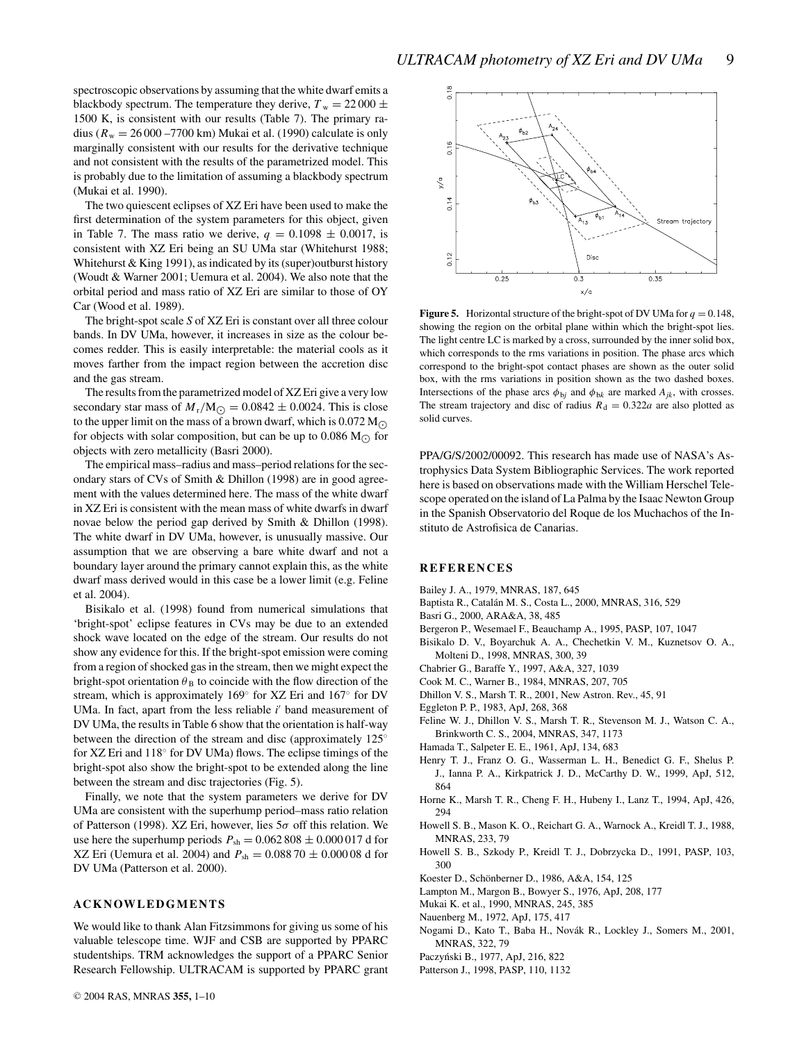spectroscopic observations by assuming that the white dwarf emits a blackbody spectrum. The temperature they derive, $T_{\rm w} = 22\,000 \pm 1500$ K, is consistent with our results (Table 7). The primary radius ($R_{\rm w} = 26\,000$ –7700 km) Mukai et al. (1990) calculate is only marginally consistent with our results for the derivative technique and not consistent with the results of the parametrized model. This is probably due to the limitation of assuming a blackbody spectrum (Mukai et al. 1990).

The two quiescent eclipses of XZ Eri have been used to make the first determination of the system parameters for this object, given in Table 7. The mass ratio we derive, $q = 0.1098 \pm 0.0017$, is consistent with XZ Eri being an SU UMa star (Whitehurst 1988; Whitehurst & King 1991), as indicated by its (super)outburst history (Woudt & Warner 2001; Uemura et al. 2004). We also note that the orbital period and mass ratio of XZ Eri are similar to those of OY Car (Wood et al. 1989).

The bright-spot scale $S$ of XZ Eri is constant over all three colour bands. In DV UMa, however, it increases in size as the colour becomes redder. This is easily interpretable: the material cools as it moves farther from the impact region between the accretion disc and the gas stream.

The results from the parametrized model of XZ Eri give a very low secondary star mass of $M_{\rm r}/{\rm M}_{\odot} = 0.0842 \pm 0.0024$. This is close to the upper limit on the mass of a brown dwarf, which is 0.072 $\rm M_{\odot}$ for objects with solar composition, but can be up to 0.086 $\rm M_{\odot}$ for objects with zero metallicity (Basri 2000).

The empirical mass–radius and mass–period relations for the secondary stars of CVs of Smith & Dhillon (1998) are in good agreement with the values determined here. The mass of the white dwarf in XZ Eri is consistent with the mean mass of white dwarfs in dwarf novae below the period gap derived by Smith & Dhillon (1998). The white dwarf in DV UMa, however, is unusually massive. Our assumption that we are observing a bare white dwarf and not a boundary layer around the primary cannot explain this, as the white dwarf mass derived would in this case be a lower limit (e.g. Feline et al. 2004).

Bisikalo et al. (1998) found from numerical simulations that 'bright-spot' eclipse features in CVs may be due to an extended shock wave located on the edge of the stream. Our results do not show any evidence for this. If the bright-spot emission were coming from a region of shocked gas in the stream, then we might expect the bright-spot orientation $\theta_{\rm B}$ to coincide with the flow direction of the stream, which is approximately 169° for XZ Eri and 167° for DV UMa. In fact, apart from the less reliable $i'$ band measurement of DV UMa, the results in Table 6 show that the orientation is half-way between the direction of the stream and disc (approximately 125° for XZ Eri and 118° for DV UMa) flows. The eclipse timings of the bright-spot also show the bright-spot to be extended along the line between the stream and disc trajectories (Fig. 5).

Finally, we note that the system parameters we derive for DV UMa are consistent with the superhump period–mass ratio relation of Patterson (1998). XZ Eri, however, lies 5$\sigma$ off this relation. We use here the superhump periods $P_{\rm sh} = 0.062\,808 \pm 0.000\,017$ d for XZ Eri (Uemura et al. 2004) and $P_{\rm sh} = 0.088\,70 \pm 0.000\,08$ d for DV UMa (Patterson et al. 2000).

## ACKNOWLEDGMENTS

We would like to thank Alan Fitzsimmons for giving us some of his valuable telescope time. WJF and CSB are supported by PPARC studentships. TRM acknowledges the support of a PPARC Senior Research Fellowship. ULTRACAM is supported by PPARC grant PPA/G/S/2002/00092. This research has made use of NASA's Astrophysics Data System Bibliographic Services. The work reported here is based on observations made with the William Herschel Telescope operated on the island of La Palma by the Isaac Newton Group in the Spanish Observatorio del Roque de los Muchachos of the Instituto de Astrofisica de Canarias.

**Figure 5.** Horizontal structure of the bright-spot of DV UMa for $q = 0.148$, showing the region on the orbital plane within which the bright-spot lies. The light centre LC is marked by a cross, surrounded by the inner solid box, which corresponds to the rms variations in position. The phase arcs which correspond to the bright-spot contact phases are shown as the outer solid box, with the rms variations in position shown as the two dashed boxes. Intersections of the phase arcs $\phi_{\rm b\it j}$ and $\phi_{\rm b\it k}$ are marked $A_{jk}$, with crosses. The stream trajectory and disc of radius $R_{\rm d} = 0.322a$ are also plotted as solid curves.

## REFERENCES

Bailey J. A., 1979, MNRAS, 187, 645
Baptista R., Catalán M. S., Costa L., 2000, MNRAS, 316, 529
Basri G., 2000, ARA&A, 38, 485
Bergeron P., Wesemael F., Beauchamp A., 1995, PASP, 107, 1047
Bisikalo D. V., Boyarchuk A. A., Chechetkin V. M., Kuznetsov O. A., Molteni D., 1998, MNRAS, 300, 39
Chabrier G., Baraffe Y., 1997, A&A, 327, 1039
Cook M. C., Warner B., 1984, MNRAS, 207, 705
Dhillon V. S., Marsh T. R., 2001, New Astron. Rev., 45, 91
Eggleton P. P., 1983, ApJ, 268, 368
Feline W. J., Dhillon V. S., Marsh T. R., Stevenson M. J., Watson C. A., Brinkworth C. S., 2004, MNRAS, 347, 1173
Hamada T., Salpeter E. E., 1961, ApJ, 134, 683
Henry T. J., Franz O. G., Wasserman L. H., Benedict G. F., Shelus P. J., Ianna P. A., Kirkpatrick J. D., McCarthy D. W., 1999, ApJ, 512, 864
Horne K., Marsh T. R., Cheng F. H., Hubeny I., Lanz T., 1994, ApJ, 426, 294
Howell S. B., Mason K. O., Reichart G. A., Warnock A., Kreidl T. J., 1988, MNRAS, 233, 79
Howell S. B., Szkody P., Kreidl T. J., Dobrzycka D., 1991, PASP, 103, 300
Koester D., Schönberner D., 1986, A&A, 154, 125
Lampton M., Margon B., Bowyer S., 1976, ApJ, 208, 177
Mukai K. et al., 1990, MNRAS, 245, 385
Nauenberg M., 1972, ApJ, 175, 417
Nogami D., Kato T., Baba H., Novák R., Lockley J., Somers M., 2001, MNRAS, 322, 79
Paczyński B., 1977, ApJ, 216, 822
Patterson J., 1998, PASP, 110, 1132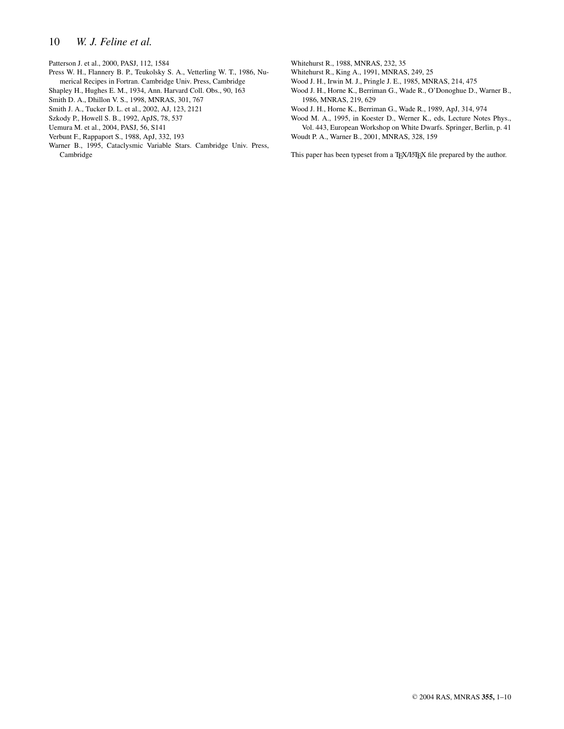Patterson J. et al., 2000, PASJ, 112, 1584

Press W. H., Flannery B. P., Teukolsky S. A., Vetterling W. T., 1986, Numerical Recipes in Fortran. Cambridge Univ. Press, Cambridge

Shapley H., Hughes E. M., 1934, Ann. Harvard Coll. Obs., 90, 163

Smith D. A., Dhillon V. S., 1998, MNRAS, 301, 767

Smith J. A., Tucker D. L. et al., 2002, AJ, 123, 2121

Szkody P., Howell S. B., 1992, ApJS, 78, 537

Uemura M. et al., 2004, PASJ, 56, S141

Verbunt F., Rappaport S., 1988, ApJ, 332, 193

Warner B., 1995, Cataclysmic Variable Stars. Cambridge Univ. Press, Cambridge

Whitehurst R., 1988, MNRAS, 232, 35

Whitehurst R., King A., 1991, MNRAS, 249, 25

Wood J. H., Irwin M. J., Pringle J. E., 1985, MNRAS, 214, 475

Wood J. H., Horne K., Berriman G., Wade R., O'Donoghue D., Warner B., 1986, MNRAS, 219, 629

Wood J. H., Horne K., Berriman G., Wade R., 1989, ApJ, 314, 974

Wood M. A., 1995, in Koester D., Werner K., eds, Lecture Notes Phys., Vol. 443, European Workshop on White Dwarfs. Springer, Berlin, p. 41

Woudt P. A., Warner B., 2001, MNRAS, 328, 159

This paper has been typeset from a TEX/LATEX file prepared by the author.